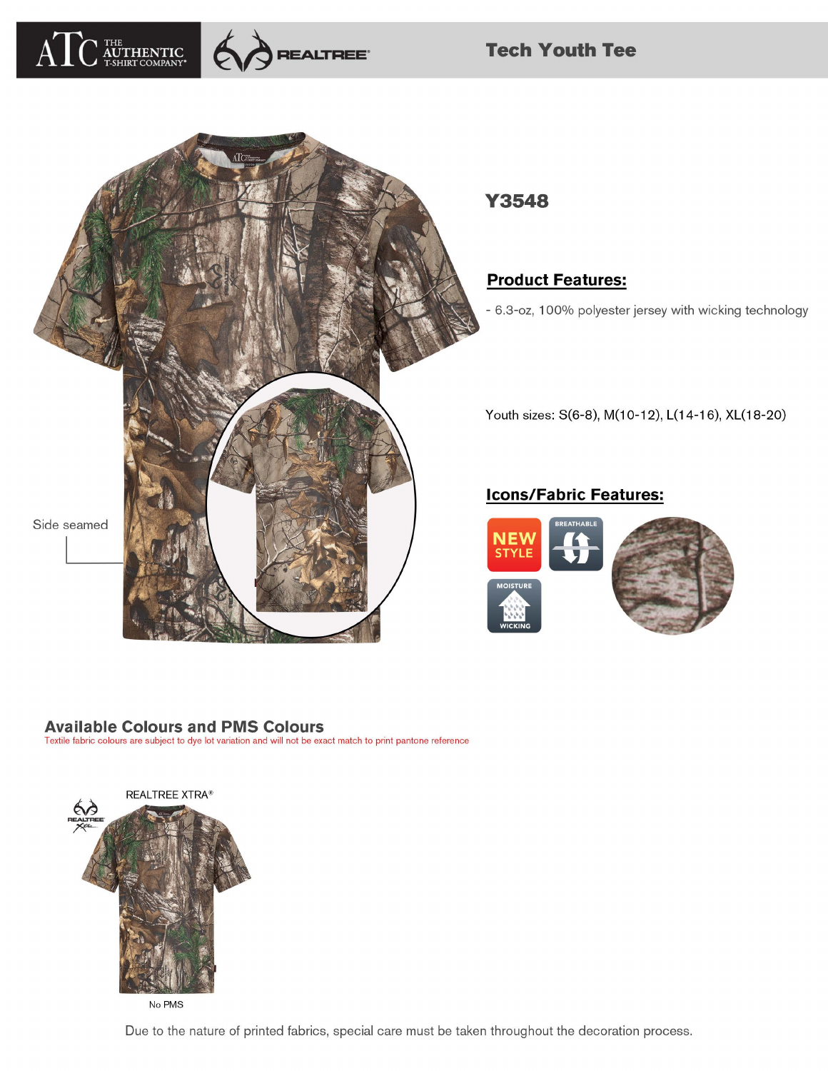# Tech Youth Tee

Side seamed

## Y3548

### Product Features:

- 6.3-oz, 100% polyester jersey with wicking technology

Youth sizes: S(6-8), M(10-12), L(14-16), XL(18-20)

### Icons/Fabric Features:

NEW STYLE

BREATHABLE

MOISTURE WICKING

## Available Colours and PMS Colours

Textile fabric colours are subject to dye lot variation and will not be exact match to print pantone reference

REALTREE XTRA®

No PMS

Due to the nature of printed fabrics, special care must be taken throughout the decoration process.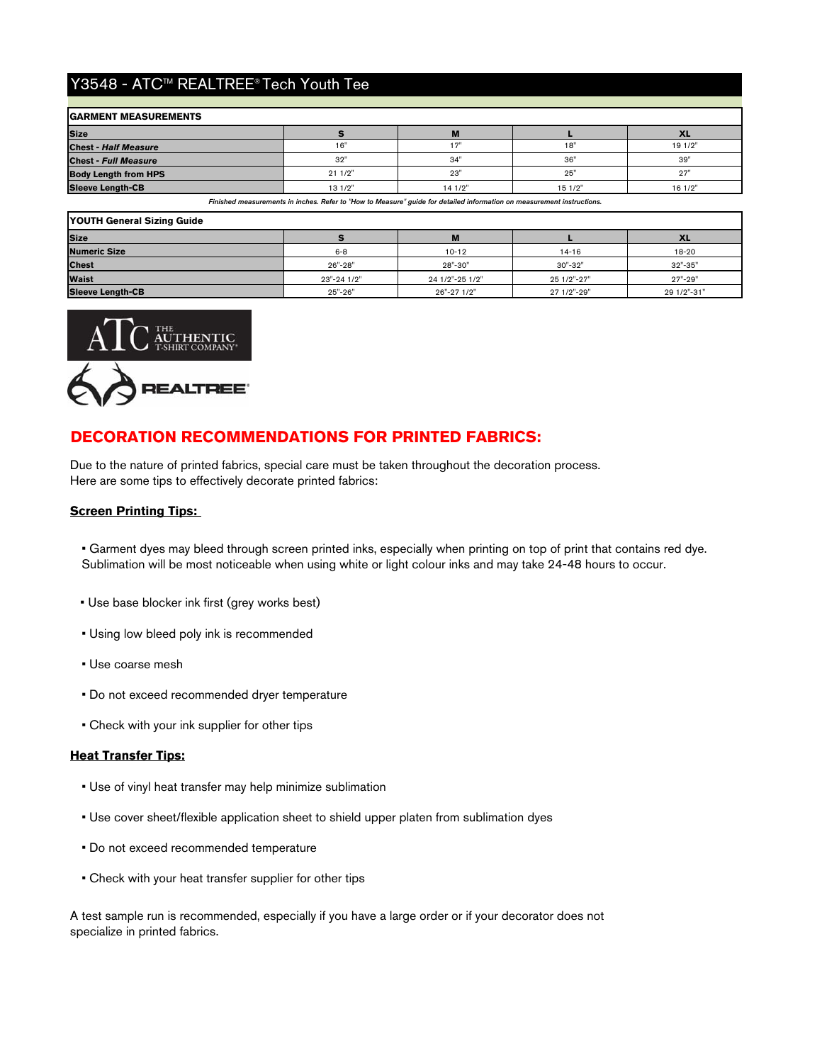# Y3548 - ATC™ REALTREE® Tech Youth Tee

| GARMENT MEASUREMENTS | | | | |
|---|---|---|---|---|
| **Size** | **S** | **M** | **L** | **XL** |
| **Chest - *Half Measure*** | 16" | 17" | 18" | 19 1/2" |
| **Chest - *Full Measure*** | 32" | 34" | 36" | 39" |
| **Body Length from HPS** | 21 1/2" | 23" | 25" | 27" |
| **Sleeve Length-CB** | 13 1/2" | 14 1/2" | 15 1/2" | 16 1/2" |

***Finished measurements in inches. Refer to "How to Measure" guide for detailed information on measurement instructions.***

| YOUTH General Sizing Guide | | | | |
|---|---|---|---|---|
| **Size** | **S** | **M** | **L** | **XL** |
| **Numeric Size** | 6-8 | 10-12 | 14-16 | 18-20 |
| **Chest** | 26"-28" | 28"-30" | 30"-32" | 32"-35" |
| **Waist** | 23"-24 1/2" | 24 1/2"-25 1/2" | 25 1/2"-27" | 27"-29" |
| **Sleeve Length-CB** | 25"-26" | 26"-27 1/2" | 27 1/2"-29" | 29 1/2"-31" |

ATC THE AUTHENTIC T-SHIRT COMPANY®

REALTREE®

## DECORATION RECOMMENDATIONS FOR PRINTED FABRICS:

Due to the nature of printed fabrics, special care must be taken throughout the decoration process.
Here are some tips to effectively decorate printed fabrics:

### Screen Printing Tips:

- Garment dyes may bleed through screen printed inks, especially when printing on top of print that contains red dye. Sublimation will be most noticeable when using white or light colour inks and may take 24-48 hours to occur.
- Use base blocker ink first (grey works best)
- Using low bleed poly ink is recommended
- Use coarse mesh
- Do not exceed recommended dryer temperature
- Check with your ink supplier for other tips

### Heat Transfer Tips:

- Use of vinyl heat transfer may help minimize sublimation
- Use cover sheet/flexible application sheet to shield upper platen from sublimation dyes
- Do not exceed recommended temperature
- Check with your heat transfer supplier for other tips

A test sample run is recommended, especially if you have a large order or if your decorator does not specialize in printed fabrics.